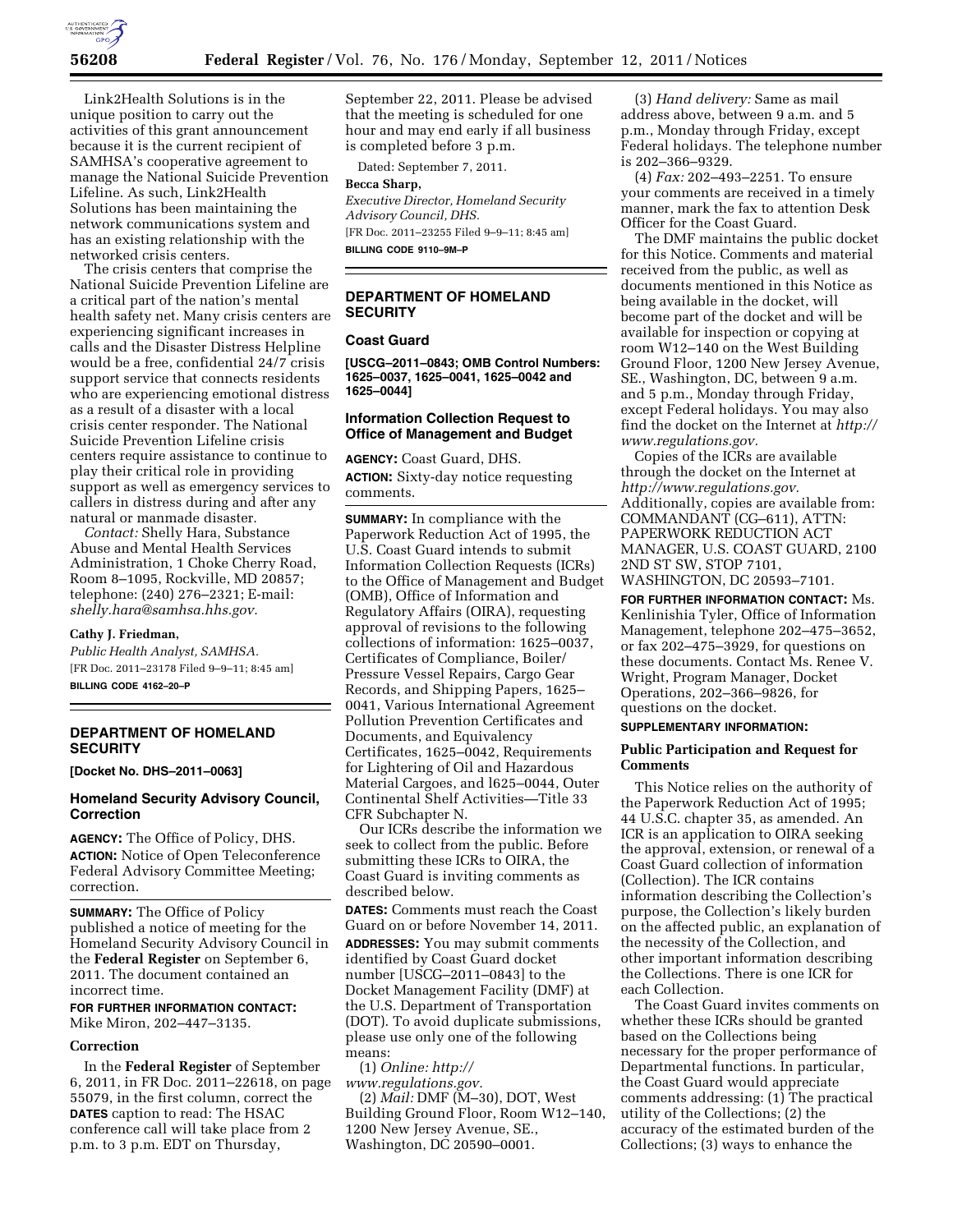Link2Health Solutions is in the unique position to carry out the activities of this grant announcement because it is the current recipient of SAMHSA's cooperative agreement to manage the National Suicide Prevention Lifeline. As such, Link2Health Solutions has been maintaining the network communications system and has an existing relationship with the networked crisis centers.

The crisis centers that comprise the National Suicide Prevention Lifeline are a critical part of the nation's mental health safety net. Many crisis centers are experiencing significant increases in calls and the Disaster Distress Helpline would be a free, confidential 24/7 crisis support service that connects residents who are experiencing emotional distress as a result of a disaster with a local crisis center responder. The National Suicide Prevention Lifeline crisis centers require assistance to continue to play their critical role in providing support as well as emergency services to callers in distress during and after any natural or manmade disaster.

*Contact:* Shelly Hara, Substance Abuse and Mental Health Services Administration, 1 Choke Cherry Road, Room 8–1095, Rockville, MD 20857; telephone: (240) 276–2321; E-mail: *shelly.hara@samhsa.hhs.gov.*

**Cathy J. Friedman,**

*Public Health Analyst, SAMHSA.*

[FR Doc. 2011–23178 Filed 9–9–11; 8:45 am]

**BILLING CODE 4162–20–P**

## DEPARTMENT OF HOMELAND SECURITY

**[Docket No. DHS–2011–0063]**

### Homeland Security Advisory Council, Correction

**AGENCY:** The Office of Policy, DHS.

**ACTION:** Notice of Open Teleconference Federal Advisory Committee Meeting; correction.

**SUMMARY:** The Office of Policy published a notice of meeting for the Homeland Security Advisory Council in the **Federal Register** on September 6, 2011. The document contained an incorrect time.

**FOR FURTHER INFORMATION CONTACT:** Mike Miron, 202–447–3135.

**Correction**

In the **Federal Register** of September 6, 2011, in FR Doc. 2011–22618, on page 55079, in the first column, correct the **DATES** caption to read: The HSAC conference call will take place from 2 p.m. to 3 p.m. EDT on Thursday, September 22, 2011. Please be advised that the meeting is scheduled for one hour and may end early if all business is completed before 3 p.m.

Dated: September 7, 2011.

**Becca Sharp,**

*Executive Director, Homeland Security Advisory Council, DHS.*

[FR Doc. 2011–23255 Filed 9–9–11; 8:45 am]

**BILLING CODE 9110–9M–P**

## DEPARTMENT OF HOMELAND SECURITY

### Coast Guard

**[USCG–2011–0843; OMB Control Numbers: 1625–0037, 1625–0041, 1625–0042 and 1625–0044]**

### Information Collection Request to Office of Management and Budget

**AGENCY:** Coast Guard, DHS.

**ACTION:** Sixty-day notice requesting comments.

**SUMMARY:** In compliance with the Paperwork Reduction Act of 1995, the U.S. Coast Guard intends to submit Information Collection Requests (ICRs) to the Office of Management and Budget (OMB), Office of Information and Regulatory Affairs (OIRA), requesting approval of revisions to the following collections of information: 1625–0037, Certificates of Compliance, Boiler/Pressure Vessel Repairs, Cargo Gear Records, and Shipping Papers, 1625–0041, Various International Agreement Pollution Prevention Certificates and Documents, and Equivalency Certificates, 1625–0042, Requirements for Lightering of Oil and Hazardous Material Cargoes, and l625–0044, Outer Continental Shelf Activities—Title 33 CFR Subchapter N.

Our ICRs describe the information we seek to collect from the public. Before submitting these ICRs to OIRA, the Coast Guard is inviting comments as described below.

**DATES:** Comments must reach the Coast Guard on or before November 14, 2011.

**ADDRESSES:** You may submit comments identified by Coast Guard docket number [USCG–2011–0843] to the Docket Management Facility (DMF) at the U.S. Department of Transportation (DOT). To avoid duplicate submissions, please use only one of the following means:

(1) *Online: http://www.regulations.gov.*

(2) *Mail:* DMF (M–30), DOT, West Building Ground Floor, Room W12–140, 1200 New Jersey Avenue, SE., Washington, DC 20590–0001.

(3) *Hand delivery:* Same as mail address above, between 9 a.m. and 5 p.m., Monday through Friday, except Federal holidays. The telephone number is 202–366–9329.

(4) *Fax:* 202–493–2251. To ensure your comments are received in a timely manner, mark the fax to attention Desk Officer for the Coast Guard.

The DMF maintains the public docket for this Notice. Comments and material received from the public, as well as documents mentioned in this Notice as being available in the docket, will become part of the docket and will be available for inspection or copying at room W12–140 on the West Building Ground Floor, 1200 New Jersey Avenue, SE., Washington, DC, between 9 a.m. and 5 p.m., Monday through Friday, except Federal holidays. You may also find the docket on the Internet at *http://www.regulations.gov.*

Copies of the ICRs are available through the docket on the Internet at *http://www.regulations.gov.* Additionally, copies are available from: COMMANDANT (CG–611), ATTN: PAPERWORK REDUCTION ACT MANAGER, U.S. COAST GUARD, 2100 2ND ST SW, STOP 7101, WASHINGTON, DC 20593–7101.

**FOR FURTHER INFORMATION CONTACT:** Ms. Kenlinishia Tyler, Office of Information Management, telephone 202–475–3652, or fax 202–475–3929, for questions on these documents. Contact Ms. Renee V. Wright, Program Manager, Docket Operations, 202–366–9826, for questions on the docket.

**SUPPLEMENTARY INFORMATION:**

**Public Participation and Request for Comments**

This Notice relies on the authority of the Paperwork Reduction Act of 1995; 44 U.S.C. chapter 35, as amended. An ICR is an application to OIRA seeking the approval, extension, or renewal of a Coast Guard collection of information (Collection). The ICR contains information describing the Collection's purpose, the Collection's likely burden on the affected public, an explanation of the necessity of the Collection, and other important information describing the Collections. There is one ICR for each Collection.

The Coast Guard invites comments on whether these ICRs should be granted based on the Collections being necessary for the proper performance of Departmental functions. In particular, the Coast Guard would appreciate comments addressing: (1) The practical utility of the Collections; (2) the accuracy of the estimated burden of the Collections; (3) ways to enhance the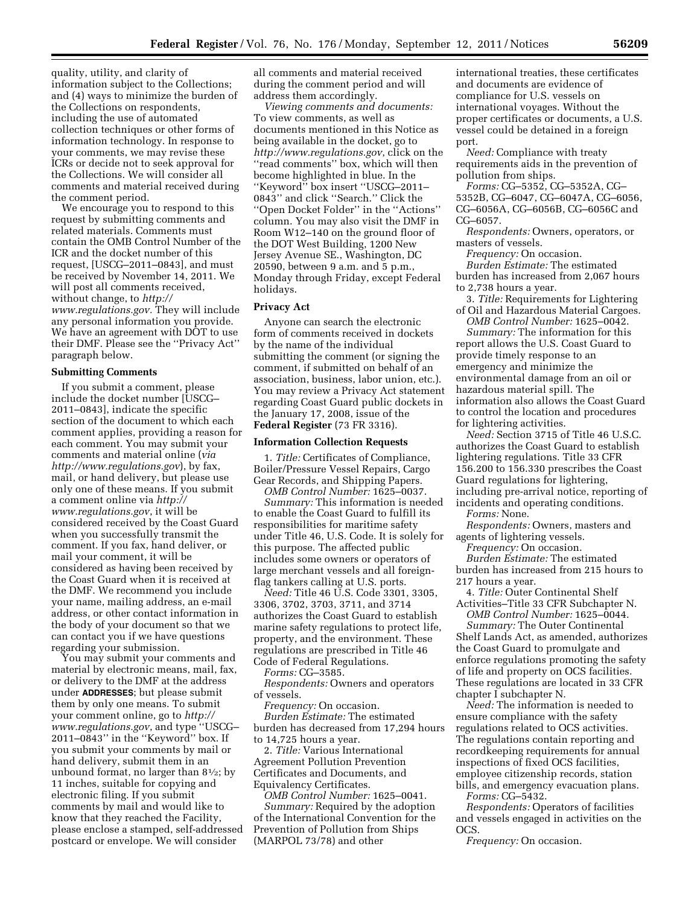quality, utility, and clarity of information subject to the Collections; and (4) ways to minimize the burden of the Collections on respondents, including the use of automated collection techniques or other forms of information technology. In response to your comments, we may revise these ICRs or decide not to seek approval for the Collections. We will consider all comments and material received during the comment period.

We encourage you to respond to this request by submitting comments and related materials. Comments must contain the OMB Control Number of the ICR and the docket number of this request, [USCG–2011–0843], and must be received by November 14, 2011. We will post all comments received, without change, to *http://www.regulations.gov.* They will include any personal information you provide. We have an agreement with DOT to use their DMF. Please see the ''Privacy Act'' paragraph below.

**Submitting Comments**

If you submit a comment, please include the docket number [USCG–2011–0843], indicate the specific section of the document to which each comment applies, providing a reason for each comment. You may submit your comments and material online (*via http://www.regulations.gov*), by fax, mail, or hand delivery, but please use only one of these means. If you submit a comment online via *http://www.regulations.gov*, it will be considered received by the Coast Guard when you successfully transmit the comment. If you fax, hand deliver, or mail your comment, it will be considered as having been received by the Coast Guard when it is received at the DMF. We recommend you include your name, mailing address, an e-mail address, or other contact information in the body of your document so that we can contact you if we have questions regarding your submission.

You may submit your comments and material by electronic means, mail, fax, or delivery to the DMF at the address under **ADDRESSES**; but please submit them by only one means. To submit your comment online, go to *http://www.regulations.gov*, and type ''USCG–2011–0843'' in the ''Keyword'' box. If you submit your comments by mail or hand delivery, submit them in an unbound format, no larger than 8½; by 11 inches, suitable for copying and electronic filing. If you submit comments by mail and would like to know that they reached the Facility, please enclose a stamped, self-addressed postcard or envelope. We will consider all comments and material received during the comment period and will address them accordingly.

*Viewing comments and documents:* To view comments, as well as documents mentioned in this Notice as being available in the docket, go to *http://www.regulations.gov*, click on the ''read comments'' box, which will then become highlighted in blue. In the ''Keyword'' box insert ''USCG–2011–0843'' and click ''Search.'' Click the ''Open Docket Folder'' in the ''Actions'' column. You may also visit the DMF in Room W12–140 on the ground floor of the DOT West Building, 1200 New Jersey Avenue SE., Washington, DC 20590, between 9 a.m. and 5 p.m., Monday through Friday, except Federal holidays.

**Privacy Act**

Anyone can search the electronic form of comments received in dockets by the name of the individual submitting the comment (or signing the comment, if submitted on behalf of an association, business, labor union, etc.). You may review a Privacy Act statement regarding Coast Guard public dockets in the January 17, 2008, issue of the **Federal Register** (73 FR 3316).

**Information Collection Requests**

1. *Title:* Certificates of Compliance, Boiler/Pressure Vessel Repairs, Cargo Gear Records, and Shipping Papers.

*OMB Control Number:* 1625–0037.

*Summary:* This information is needed to enable the Coast Guard to fulfill its responsibilities for maritime safety under Title 46, U.S. Code. It is solely for this purpose. The affected public includes some owners or operators of large merchant vessels and all foreign-flag tankers calling at U.S. ports.

*Need:* Title 46 U.S. Code 3301, 3305, 3306, 3702, 3703, 3711, and 3714 authorizes the Coast Guard to establish marine safety regulations to protect life, property, and the environment. These regulations are prescribed in Title 46 Code of Federal Regulations.

*Forms:* CG–3585.

*Respondents:* Owners and operators of vessels.

*Frequency:* On occasion.

*Burden Estimate:* The estimated burden has decreased from 17,294 hours to 14,725 hours a year.

2. *Title:* Various International Agreement Pollution Prevention Certificates and Documents, and Equivalency Certificates.

*OMB Control Number:* 1625–0041.

*Summary:* Required by the adoption of the International Convention for the Prevention of Pollution from Ships (MARPOL 73/78) and other international treaties, these certificates and documents are evidence of compliance for U.S. vessels on international voyages. Without the proper certificates or documents, a U.S. vessel could be detained in a foreign port.

*Need:* Compliance with treaty requirements aids in the prevention of pollution from ships.

*Forms:* CG–5352, CG–5352A, CG–5352B, CG–6047, CG–6047A, CG–6056, CG–6056A, CG–6056B, CG–6056C and CG–6057.

*Respondents:* Owners, operators, or masters of vessels.

*Frequency:* On occasion.

*Burden Estimate:* The estimated burden has increased from 2,067 hours to 2,738 hours a year.

3. *Title:* Requirements for Lightering of Oil and Hazardous Material Cargoes.

*OMB Control Number:* 1625–0042.

*Summary:* The information for this report allows the U.S. Coast Guard to provide timely response to an emergency and minimize the environmental damage from an oil or hazardous material spill. The information also allows the Coast Guard to control the location and procedures for lightering activities.

*Need:* Section 3715 of Title 46 U.S.C. authorizes the Coast Guard to establish lightering regulations. Title 33 CFR 156.200 to 156.330 prescribes the Coast Guard regulations for lightering, including pre-arrival notice, reporting of incidents and operating conditions.

*Forms:* None.

*Respondents:* Owners, masters and agents of lightering vessels.

*Frequency:* On occasion.

*Burden Estimate:* The estimated burden has increased from 215 hours to 217 hours a year.

4. *Title:* Outer Continental Shelf Activities–Title 33 CFR Subchapter N.

*OMB Control Number:* 1625–0044.

*Summary:* The Outer Continental Shelf Lands Act, as amended, authorizes the Coast Guard to promulgate and enforce regulations promoting the safety of life and property on OCS facilities. These regulations are located in 33 CFR chapter I subchapter N.

*Need:* The information is needed to ensure compliance with the safety regulations related to OCS activities. The regulations contain reporting and recordkeeping requirements for annual inspections of fixed OCS facilities, employee citizenship records, station bills, and emergency evacuation plans.

*Forms:* CG–5432.

*Respondents:* Operators of facilities and vessels engaged in activities on the OCS.

*Frequency:* On occasion.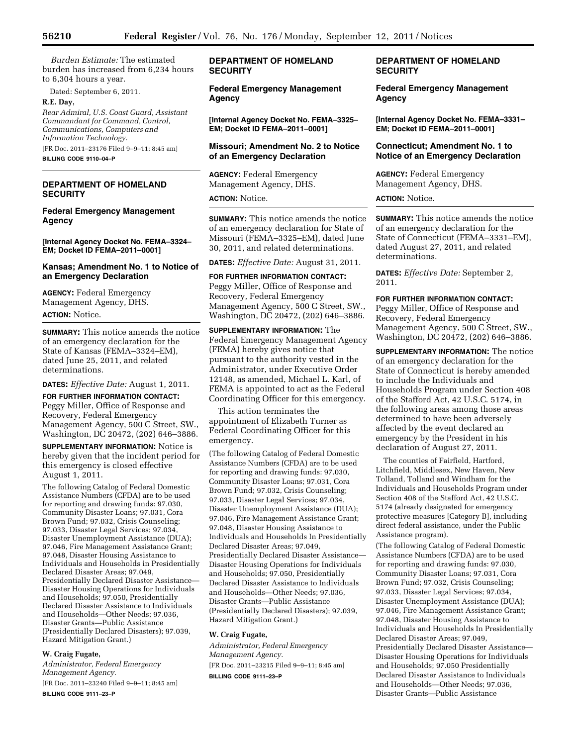*Burden Estimate:* The estimated burden has increased from 6,234 hours to 6,304 hours a year.

Dated: September 6, 2011.

**R.E. Day,**

*Rear Admiral, U.S. Coast Guard, Assistant Commandant for Command, Control, Communications, Computers and Information Technology.*

[FR Doc. 2011–23176 Filed 9–9–11; 8:45 am]

**BILLING CODE 9110–04–P**

## DEPARTMENT OF HOMELAND SECURITY

### Federal Emergency Management Agency

**[Internal Agency Docket No. FEMA–3324–EM; Docket ID FEMA–2011–0001]**

### Kansas; Amendment No. 1 to Notice of an Emergency Declaration

**AGENCY:** Federal Emergency Management Agency, DHS.

**ACTION:** Notice.

**SUMMARY:** This notice amends the notice of an emergency declaration for the State of Kansas (FEMA–3324–EM), dated June 25, 2011, and related determinations.

**DATES:** *Effective Date:* August 1, 2011.

**FOR FURTHER INFORMATION CONTACT:** Peggy Miller, Office of Response and Recovery, Federal Emergency Management Agency, 500 C Street, SW., Washington, DC 20472, (202) 646–3886.

**SUPPLEMENTARY INFORMATION:** Notice is hereby given that the incident period for this emergency is closed effective August 1, 2011.

The following Catalog of Federal Domestic Assistance Numbers (CFDA) are to be used for reporting and drawing funds: 97.030, Community Disaster Loans; 97.031, Cora Brown Fund; 97.032, Crisis Counseling; 97.033, Disaster Legal Services; 97.034, Disaster Unemployment Assistance (DUA); 97.046, Fire Management Assistance Grant; 97.048, Disaster Housing Assistance to Individuals and Households in Presidentially Declared Disaster Areas; 97.049, Presidentially Declared Disaster Assistance—Disaster Housing Operations for Individuals and Households; 97.050, Presidentially Declared Disaster Assistance to Individuals and Households—Other Needs; 97.036, Disaster Grants—Public Assistance (Presidentially Declared Disasters); 97.039, Hazard Mitigation Grant.)

**W. Craig Fugate,**

*Administrator, Federal Emergency Management Agency.*

[FR Doc. 2011–23240 Filed 9–9–11; 8:45 am]

**BILLING CODE 9111–23–P**

## DEPARTMENT OF HOMELAND SECURITY

### Federal Emergency Management Agency

**[Internal Agency Docket No. FEMA–3325–EM; Docket ID FEMA–2011–0001]**

### Missouri; Amendment No. 2 to Notice of an Emergency Declaration

**AGENCY:** Federal Emergency Management Agency, DHS.

**ACTION:** Notice.

**SUMMARY:** This notice amends the notice of an emergency declaration for State of Missouri (FEMA–3325–EM), dated June 30, 2011, and related determinations.

**DATES:** *Effective Date:* August 31, 2011.

**FOR FURTHER INFORMATION CONTACT:** Peggy Miller, Office of Response and Recovery, Federal Emergency Management Agency, 500 C Street, SW., Washington, DC 20472, (202) 646–3886.

**SUPPLEMENTARY INFORMATION:** The Federal Emergency Management Agency (FEMA) hereby gives notice that pursuant to the authority vested in the Administrator, under Executive Order 12148, as amended, Michael L. Karl, of FEMA is appointed to act as the Federal Coordinating Officer for this emergency.

This action terminates the appointment of Elizabeth Turner as Federal Coordinating Officer for this emergency.

(The following Catalog of Federal Domestic Assistance Numbers (CFDA) are to be used for reporting and drawing funds: 97.030, Community Disaster Loans; 97.031, Cora Brown Fund; 97.032, Crisis Counseling; 97.033, Disaster Legal Services; 97.034, Disaster Unemployment Assistance (DUA); 97.046, Fire Management Assistance Grant; 97.048, Disaster Housing Assistance to Individuals and Households In Presidentially Declared Disaster Areas; 97.049, Presidentially Declared Disaster Assistance—Disaster Housing Operations for Individuals and Households; 97.050, Presidentially Declared Disaster Assistance to Individuals and Households—Other Needs; 97.036, Disaster Grants—Public Assistance (Presidentially Declared Disasters); 97.039, Hazard Mitigation Grant.)

**W. Craig Fugate,**

*Administrator, Federal Emergency Management Agency.*

[FR Doc. 2011–23215 Filed 9–9–11; 8:45 am]

**BILLING CODE 9111–23–P**

## DEPARTMENT OF HOMELAND SECURITY

### Federal Emergency Management Agency

**[Internal Agency Docket No. FEMA–3331–EM; Docket ID FEMA–2011–0001]**

### Connecticut; Amendment No. 1 to Notice of an Emergency Declaration

**AGENCY:** Federal Emergency Management Agency, DHS.

**ACTION:** Notice.

**SUMMARY:** This notice amends the notice of an emergency declaration for the State of Connecticut (FEMA–3331–EM), dated August 27, 2011, and related determinations.

**DATES:** *Effective Date:* September 2, 2011.

**FOR FURTHER INFORMATION CONTACT:** Peggy Miller, Office of Response and Recovery, Federal Emergency Management Agency, 500 C Street, SW., Washington, DC 20472, (202) 646–3886.

**SUPPLEMENTARY INFORMATION:** The notice of an emergency declaration for the State of Connecticut is hereby amended to include the Individuals and Households Program under Section 408 of the Stafford Act, 42 U.S.C. 5174, in the following areas among those areas determined to have been adversely affected by the event declared an emergency by the President in his declaration of August 27, 2011.

The counties of Fairfield, Hartford, Litchfield, Middlesex, New Haven, New Tolland, Tolland and Windham for the Individuals and Households Program under Section 408 of the Stafford Act, 42 U.S.C. 5174 (already designated for emergency protective measures [Category B], including direct federal assistance, under the Public Assistance program).

(The following Catalog of Federal Domestic Assistance Numbers (CFDA) are to be used for reporting and drawing funds: 97.030, Community Disaster Loans; 97.031, Cora Brown Fund; 97.032, Crisis Counseling; 97.033, Disaster Legal Services; 97.034, Disaster Unemployment Assistance (DUA); 97.046, Fire Management Assistance Grant; 97.048, Disaster Housing Assistance to Individuals and Households In Presidentially Declared Disaster Areas; 97.049, Presidentially Declared Disaster Assistance—Disaster Housing Operations for Individuals and Households; 97.050 Presidentially Declared Disaster Assistance to Individuals and Households—Other Needs; 97.036, Disaster Grants—Public Assistance